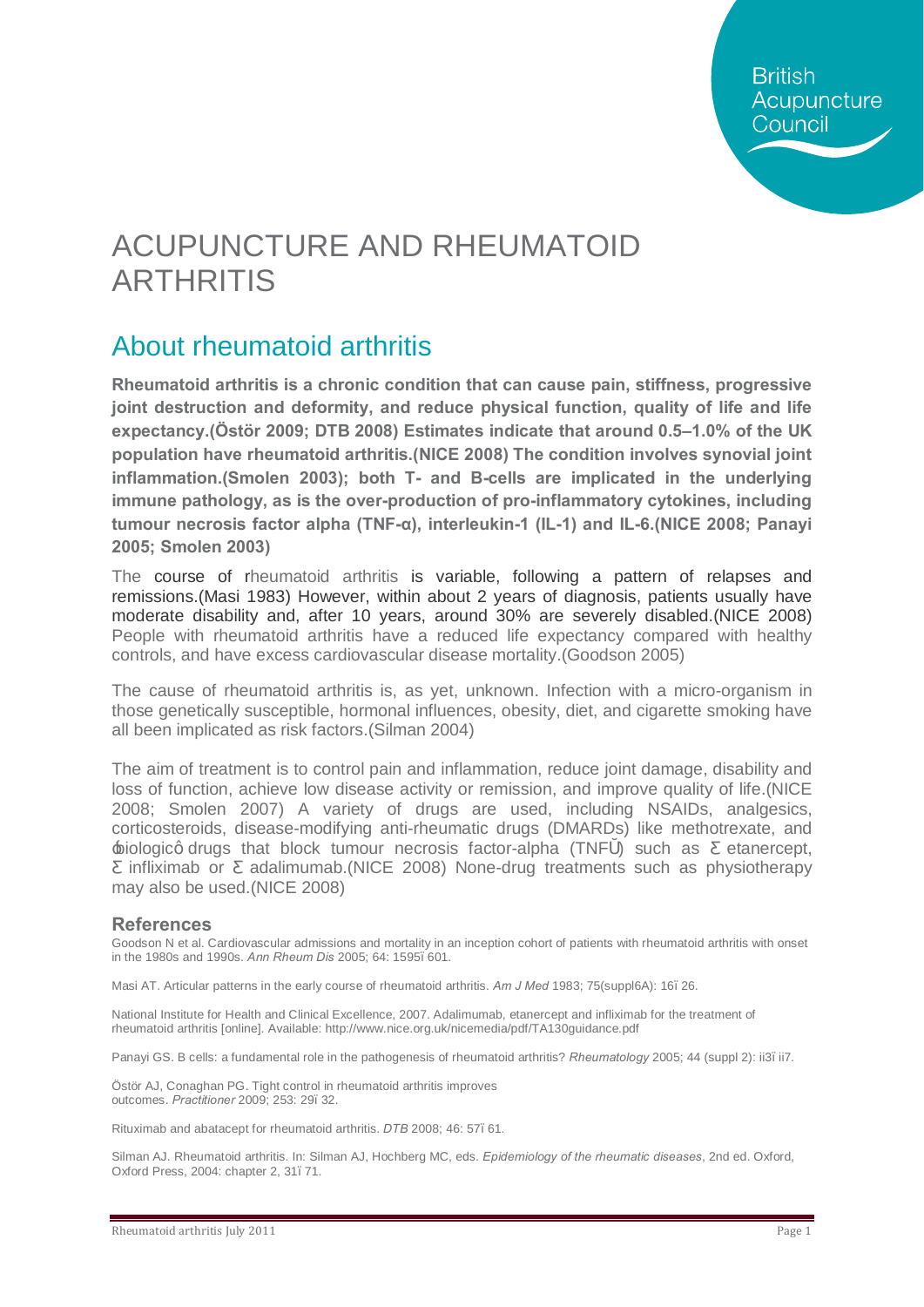British Acupuncture Council

# ACUPUNCTURE AND RHEUMATOID ARTHRITIS

## About rheumatoid arthritis

**Rheumatoid arthritis is a chronic condition that can cause pain, stiffness, progressive joint destruction and deformity, and reduce physical function, quality of life and life expectancy.(Östör 2009; DTB 2008) Estimates indicate that around 0.5–1.0% of the UK population have rheumatoid arthritis.(NICE 2008) The condition involves synovial joint inflammation.(Smolen 2003); both T- and B-cells are implicated in the underlying immune pathology, as is the over-production of pro-inflammatory cytokines, including tumour necrosis factor alpha (TNF-α), interleukin-1 (IL-1) and IL-6.(NICE 2008; Panayi 2005; Smolen 2003)**

The course of rheumatoid arthritis is variable, following a pattern of relapses and remissions.(Masi 1983) However, within about 2 years of diagnosis, patients usually have moderate disability and, after 10 years, around 30% are severely disabled.(NICE 2008) People with rheumatoid arthritis have a reduced life expectancy compared with healthy controls, and have excess cardiovascular disease mortality.(Goodson 2005)

The cause of rheumatoid arthritis is, as yet, unknown. Infection with a micro-organism in those genetically susceptible, hormonal influences, obesity, diet, and cigarette smoking have all been implicated as risk factors.(Silman 2004)

The aim of treatment is to control pain and inflammation, reduce joint damage, disability and loss of function, achieve low disease activity or remission, and improve quality of life.(NICE 2008; Smolen 2007) A variety of drugs are used, including NSAIDs, analgesics, corticosteroids, disease-modifying anti-rheumatic drugs (DMARDs) like methotrexate, and ‑biologic‑ drugs that block tumour necrosis factor-alpha (TNFα) such as ▼ etanercept, ▼ infliximab or ▼ adalimumab.(NICE 2008) None-drug treatments such as physiotherapy may also be used.(NICE 2008)

### References

Goodson N et al. Cardiovascular admissions and mortality in an inception cohort of patients with rheumatoid arthritis with onset in the 1980s and 1990s. *Ann Rheum Dis* 2005; 64: 1595–601.

Masi AT. Articular patterns in the early course of rheumatoid arthritis. *Am J Med* 1983; 75(suppl6A): 16–26.

National Institute for Health and Clinical Excellence, 2007. Adalimumab, etanercept and infliximab for the treatment of rheumatoid arthritis [online]. Available: http://www.nice.org.uk/nicemedia/pdf/TA130guidance.pdf

Panayi GS. B cells: a fundamental role in the pathogenesis of rheumatoid arthritis? *Rheumatology* 2005; 44 (suppl 2): ii3–ii7.

Östör AJ, Conaghan PG. Tight control in rheumatoid arthritis improves outcomes. *Practitioner* 2009; 253: 29–32.

Rituximab and abatacept for rheumatoid arthritis. *DTB* 2008; 46: 57–61.

Silman AJ. Rheumatoid arthritis. In: Silman AJ, Hochberg MC, eds. *Epidemiology of the rheumatic diseases*, 2nd ed. Oxford, Oxford Press, 2004: chapter 2, 31–71.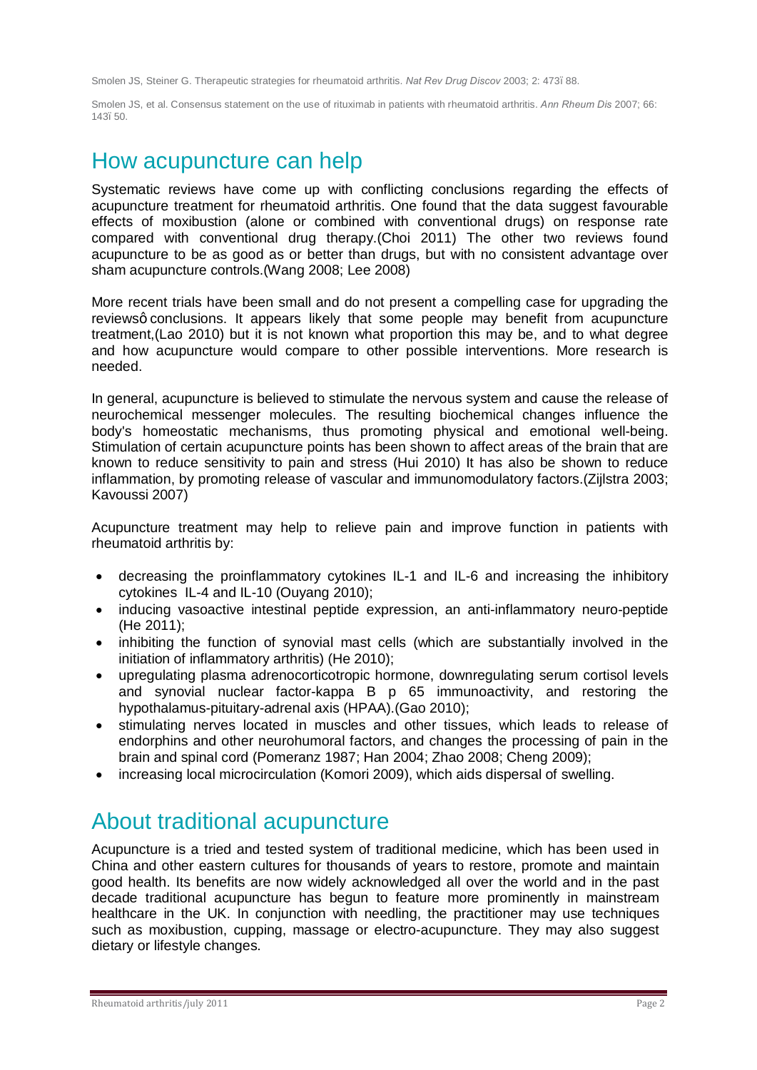Smolen JS, Steiner G. Therapeutic strategies for rheumatoid arthritis. *Nat Rev Drug Discov* 2003; 2: 473ï 88.

Smolen JS, et al. Consensus statement on the use of rituximab in patients with rheumatoid arthritis. *Ann Rheum Dis* 2007; 66: 143ï 50.

## How acupuncture can help

Systematic reviews have come up with conflicting conclusions regarding the effects of acupuncture treatment for rheumatoid arthritis. One found that the data suggest favourable effects of moxibustion (alone or combined with conventional drugs) on response rate compared with conventional drug therapy.(Choi 2011) The other two reviews found acupuncture to be as good as or better than drugs, but with no consistent advantage over sham acupuncture controls.(Wang 2008; Lee 2008)

More recent trials have been small and do not present a compelling case for upgrading the reviewsô conclusions. It appears likely that some people may benefit from acupuncture treatment,(Lao 2010) but it is not known what proportion this may be, and to what degree and how acupuncture would compare to other possible interventions. More research is needed.

In general, acupuncture is believed to stimulate the nervous system and cause the release of neurochemical messenger molecules. The resulting biochemical changes influence the body's homeostatic mechanisms, thus promoting physical and emotional well-being. Stimulation of certain acupuncture points has been shown to affect areas of the brain that are known to reduce sensitivity to pain and stress (Hui 2010) It has also be shown to reduce inflammation, by promoting release of vascular and immunomodulatory factors.(Zijlstra 2003; Kavoussi 2007)

Acupuncture treatment may help to relieve pain and improve function in patients with rheumatoid arthritis by:

- decreasing the proinflammatory cytokines IL-1 and IL-6 and increasing the inhibitory cytokines IL-4 and IL-10 (Ouyang 2010);
- inducing vasoactive intestinal peptide expression, an anti-inflammatory neuro-peptide (He 2011);
- inhibiting the function of synovial mast cells (which are substantially involved in the initiation of inflammatory arthritis) (He 2010);
- upregulating plasma adrenocorticotropic hormone, downregulating serum cortisol levels and synovial nuclear factor-kappa B p 65 immunoactivity, and restoring the hypothalamus-pituitary-adrenal axis (HPAA).(Gao 2010);
- stimulating nerves located in muscles and other tissues, which leads to release of endorphins and other neurohumoral factors, and changes the processing of pain in the brain and spinal cord (Pomeranz 1987; Han 2004; Zhao 2008; Cheng 2009);
- increasing local microcirculation (Komori 2009), which aids dispersal of swelling.

## About traditional acupuncture

Acupuncture is a tried and tested system of traditional medicine, which has been used in China and other eastern cultures for thousands of years to restore, promote and maintain good health. Its benefits are now widely acknowledged all over the world and in the past decade traditional acupuncture has begun to feature more prominently in mainstream healthcare in the UK. In conjunction with needling, the practitioner may use techniques such as moxibustion, cupping, massage or electro-acupuncture. They may also suggest dietary or lifestyle changes.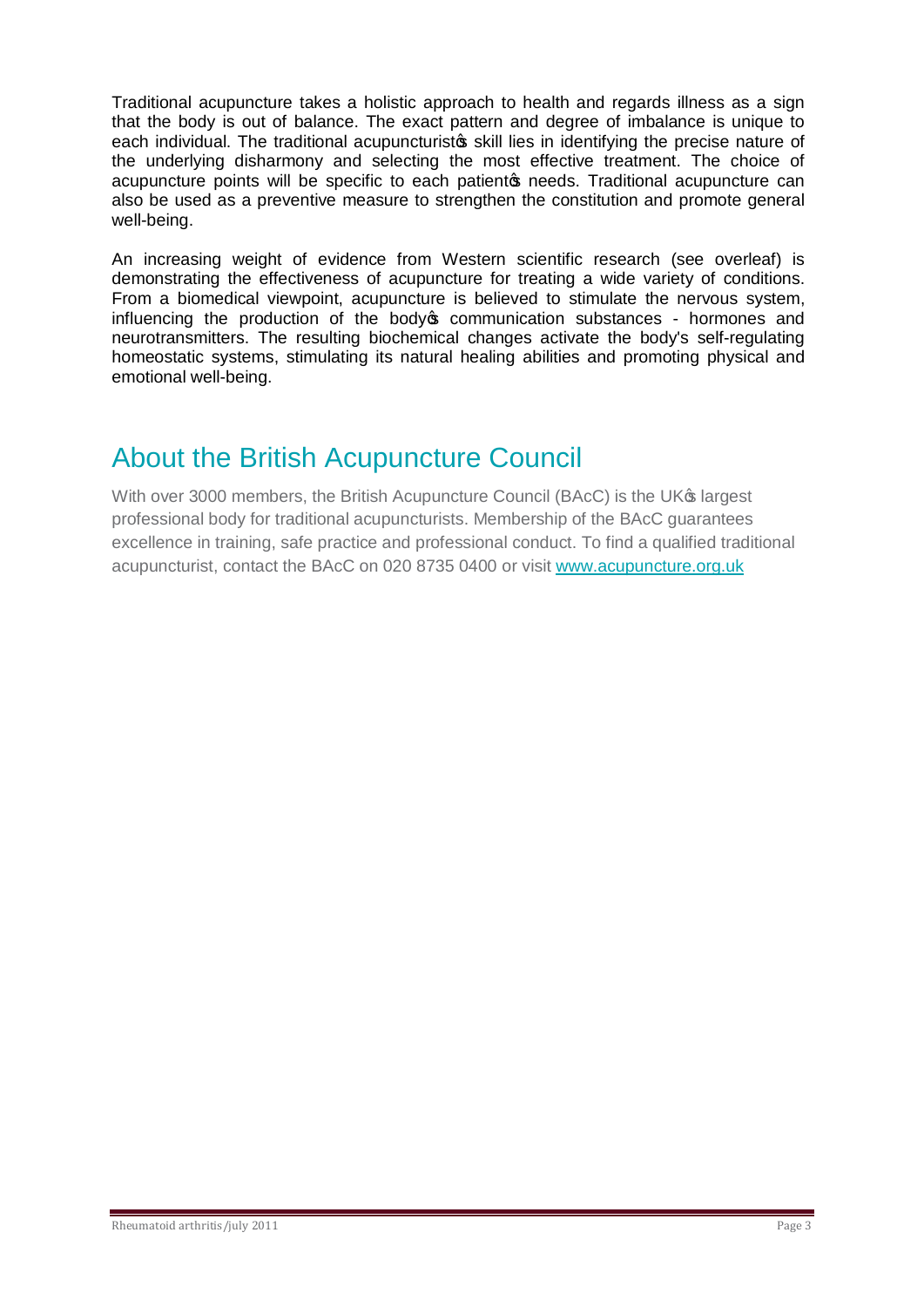Traditional acupuncture takes a holistic approach to health and regards illness as a sign that the body is out of balance. The exact pattern and degree of imbalance is unique to each individual. The traditional acupuncturistꞌs skill lies in identifying the precise nature of the underlying disharmony and selecting the most effective treatment. The choice of acupuncture points will be specific to each patientꞌs needs. Traditional acupuncture can also be used as a preventive measure to strengthen the constitution and promote general well-being.

An increasing weight of evidence from Western scientific research (see overleaf) is demonstrating the effectiveness of acupuncture for treating a wide variety of conditions. From a biomedical viewpoint, acupuncture is believed to stimulate the nervous system, influencing the production of the bodyꞌs communication substances - hormones and neurotransmitters. The resulting biochemical changes activate the body's self-regulating homeostatic systems, stimulating its natural healing abilities and promoting physical and emotional well-being.

## About the British Acupuncture Council

With over 3000 members, the British Acupuncture Council (BAcC) is the UKꞌs largest professional body for traditional acupuncturists. Membership of the BAcC guarantees excellence in training, safe practice and professional conduct. To find a qualified traditional acupuncturist, contact the BAcC on 020 8735 0400 or visit www.acupuncture.org.uk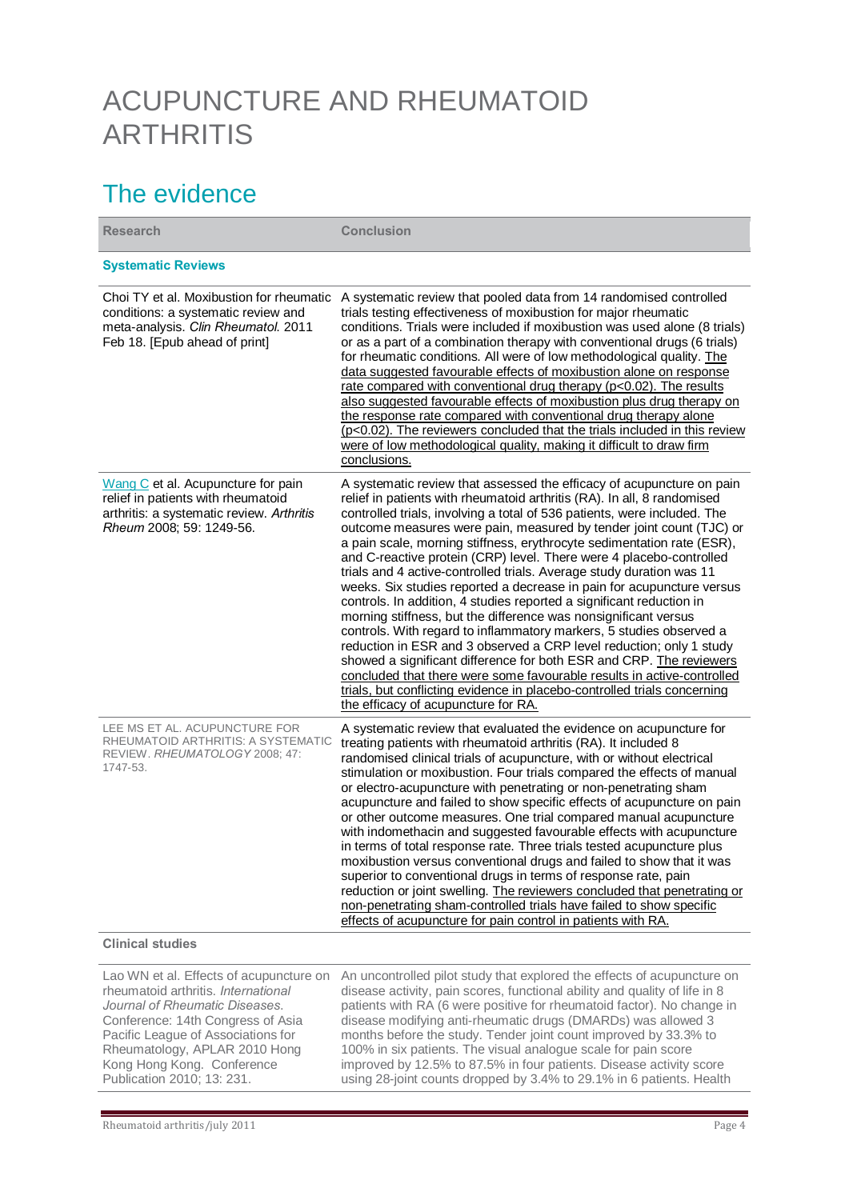# ACUPUNCTURE AND RHEUMATOID ARTHRITIS

## The evidence

| Research | Conclusion |
|---|---|
| **Systematic Reviews** | |
| Choi TY et al. Moxibustion for rheumatic conditions: a systematic review and meta-analysis. *Clin Rheumatol*. 2011 Feb 18. [Epub ahead of print] | A systematic review that pooled data from 14 randomised controlled trials testing effectiveness of moxibustion for major rheumatic conditions. Trials were included if moxibustion was used alone (8 trials) or as a part of a combination therapy with conventional drugs (6 trials) for rheumatic conditions. All were of low methodological quality. The data suggested favourable effects of moxibustion alone on response rate compared with conventional drug therapy ($p<0.02$). The results also suggested favourable effects of moxibustion plus drug therapy on the response rate compared with conventional drug therapy alone ($p<0.02$). The reviewers concluded that the trials included in this review were of low methodological quality, making it difficult to draw firm conclusions. |
| Wang C et al. Acupuncture for pain relief in patients with rheumatoid arthritis: a systematic review. *Arthritis Rheum* 2008; 59: 1249-56. | A systematic review that assessed the efficacy of acupuncture on pain relief in patients with rheumatoid arthritis (RA). In all, 8 randomised controlled trials, involving a total of 536 patients, were included. The outcome measures were pain, measured by tender joint count (TJC) or a pain scale, morning stiffness, erythrocyte sedimentation rate (ESR), and C-reactive protein (CRP) level. There were 4 placebo-controlled trials and 4 active-controlled trials. Average study duration was 11 weeks. Six studies reported a decrease in pain for acupuncture versus controls. In addition, 4 studies reported a significant reduction in morning stiffness, but the difference was nonsignificant versus controls. With regard to inflammatory markers, 5 studies observed a reduction in ESR and 3 observed a CRP level reduction; only 1 study showed a significant difference for both ESR and CRP. The reviewers concluded that there were some favourable results in active-controlled trials, but conflicting evidence in placebo-controlled trials concerning the efficacy of acupuncture for RA. |
| LEE MS ET AL. ACUPUNCTURE FOR RHEUMATOID ARTHRITIS: A SYSTEMATIC REVIEW. *RHEUMATOLOGY* 2008; 47: 1747-53. | A systematic review that evaluated the evidence on acupuncture for treating patients with rheumatoid arthritis (RA). It included 8 randomised clinical trials of acupuncture, with or without electrical stimulation or moxibustion. Four trials compared the effects of manual or electro-acupuncture with penetrating or non-penetrating sham acupuncture and failed to show specific effects of acupuncture on pain or other outcome measures. One trial compared manual acupuncture with indomethacin and suggested favourable effects with acupuncture in terms of total response rate. Three trials tested acupuncture plus moxibustion versus conventional drugs and failed to show that it was superior to conventional drugs in terms of response rate, pain reduction or joint swelling. The reviewers concluded that penetrating or non-penetrating sham-controlled trials have failed to show specific effects of acupuncture for pain control in patients with RA. |
| **Clinical studies** | |
| Lao WN et al. Effects of acupuncture on rheumatoid arthritis. *International Journal of Rheumatic Diseases*. Conference: 14th Congress of Asia Pacific League of Associations for Rheumatology, APLAR 2010 Hong Kong Hong Kong. Conference Publication 2010; 13: 231. | An uncontrolled pilot study that explored the effects of acupuncture on disease activity, pain scores, functional ability and quality of life in 8 patients with RA (6 were positive for rheumatoid factor). No change in disease modifying anti-rheumatic drugs (DMARDs) was allowed 3 months before the study. Tender joint count improved by 33.3% to 100% in six patients. The visual analogue scale for pain score improved by 12.5% to 87.5% in four patients. Disease activity score using 28-joint counts dropped by 3.4% to 29.1% in 6 patients. Health |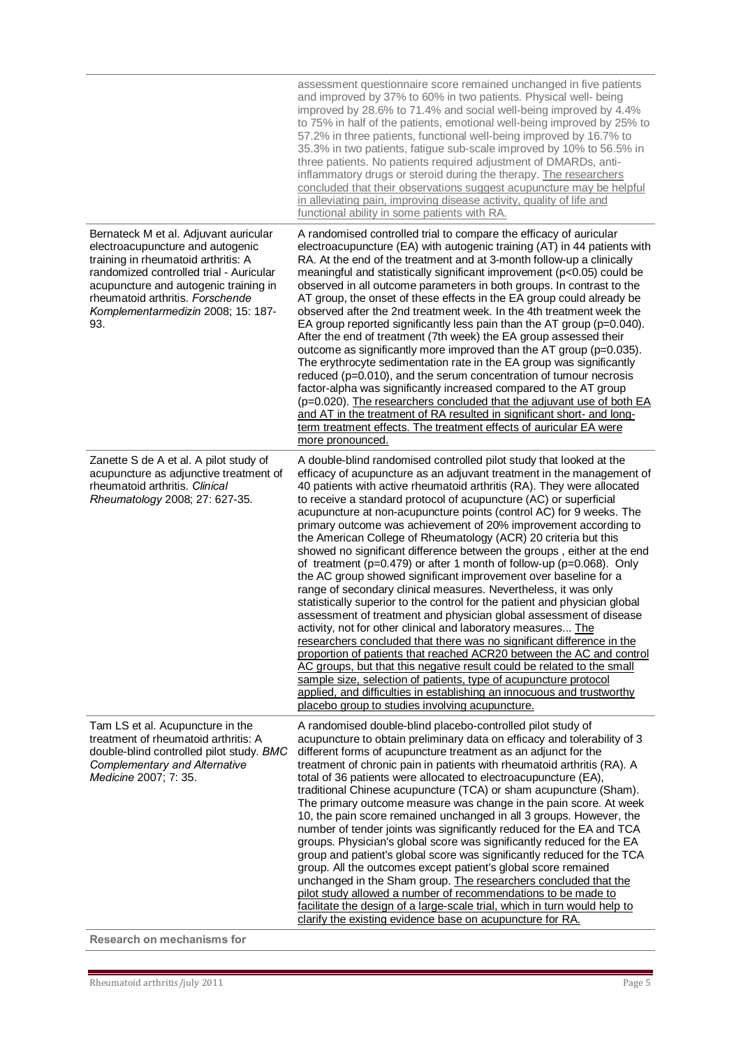| | |
|---|---|
| | assessment questionnaire score remained unchanged in five patients and improved by 37% to 60% in two patients. Physical well- being improved by 28.6% to 71.4% and social well-being improved by 4.4% to 75% in half of the patients, emotional well-being improved by 25% to 57.2% in three patients, functional well-being improved by 16.7% to 35.3% in two patients, fatigue sub-scale improved by 10% to 56.5% in three patients. No patients required adjustment of DMARDs, anti-inflammatory drugs or steroid during the therapy. The researchers concluded that their observations suggest acupuncture may be helpful in alleviating pain, improving disease activity, quality of life and functional ability in some patients with RA. |
| Bernateck M et al. Adjuvant auricular electroacupuncture and autogenic training in rheumatoid arthritis: A randomized controlled trial - Auricular acupuncture and autogenic training in rheumatoid arthritis. *Forschende Komplementarmedizin* 2008; 15: 187-93. | A randomised controlled trial to compare the efficacy of auricular electroacupuncture (EA) with autogenic training (AT) in 44 patients with RA. At the end of the treatment and at 3-month follow-up a clinically meaningful and statistically significant improvement ($p<0.05$) could be observed in all outcome parameters in both groups. In contrast to the AT group, the onset of these effects in the EA group could already be observed after the 2nd treatment week. In the 4th treatment week the EA group reported significantly less pain than the AT group ($p=0.040$). After the end of treatment (7th week) the EA group assessed their outcome as significantly more improved than the AT group ($p=0.035$). The erythrocyte sedimentation rate in the EA group was significantly reduced ($p=0.010$), and the serum concentration of tumour necrosis factor-alpha was significantly increased compared to the AT group ($p=0.020$). The researchers concluded that the adjuvant use of both EA and AT in the treatment of RA resulted in significant short- and long-term treatment effects. The treatment effects of auricular EA were more pronounced. |
| Zanette S de A et al. A pilot study of acupuncture as adjunctive treatment of rheumatoid arthritis. *Clinical Rheumatology* 2008; 27: 627-35. | A double-blind randomised controlled pilot study that looked at the efficacy of acupuncture as an adjuvant treatment in the management of 40 patients with active rheumatoid arthritis (RA). They were allocated to receive a standard protocol of acupuncture (AC) or superficial acupuncture at non-acupuncture points (control AC) for 9 weeks. The primary outcome was achievement of 20% improvement according to the American College of Rheumatology (ACR) 20 criteria but this showed no significant difference between the groups , either at the end of treatment ($p=0.479$) or after 1 month of follow-up ($p=0.068$). Only the AC group showed significant improvement over baseline for a range of secondary clinical measures. Nevertheless, it was only statistically superior to the control for the patient and physician global assessment of treatment and physician global assessment of disease activity, not for other clinical and laboratory measures... The researchers concluded that there was no significant difference in the proportion of patients that reached ACR20 between the AC and control AC groups, but that this negative result could be related to the small sample size, selection of patients, type of acupuncture protocol applied, and difficulties in establishing an innocuous and trustworthy placebo group to studies involving acupuncture. |
| Tam LS et al. Acupuncture in the treatment of rheumatoid arthritis: A double-blind controlled pilot study. *BMC Complementary and Alternative Medicine* 2007; 7: 35. | A randomised double-blind placebo-controlled pilot study of acupuncture to obtain preliminary data on efficacy and tolerability of 3 different forms of acupuncture treatment as an adjunct for the treatment of chronic pain in patients with rheumatoid arthritis (RA). A total of 36 patients were allocated to electroacupuncture (EA), traditional Chinese acupuncture (TCA) or sham acupuncture (Sham). The primary outcome measure was change in the pain score. At week 10, the pain score remained unchanged in all 3 groups. However, the number of tender joints was significantly reduced for the EA and TCA groups. Physician's global score was significantly reduced for the EA group and patient's global score was significantly reduced for the TCA group. All the outcomes except patient's global score remained unchanged in the Sham group. The researchers concluded that the pilot study allowed a number of recommendations to be made to facilitate the design of a large-scale trial, which in turn would help to clarify the existing evidence base on acupuncture for RA. |
| **Research on mechanisms for** | |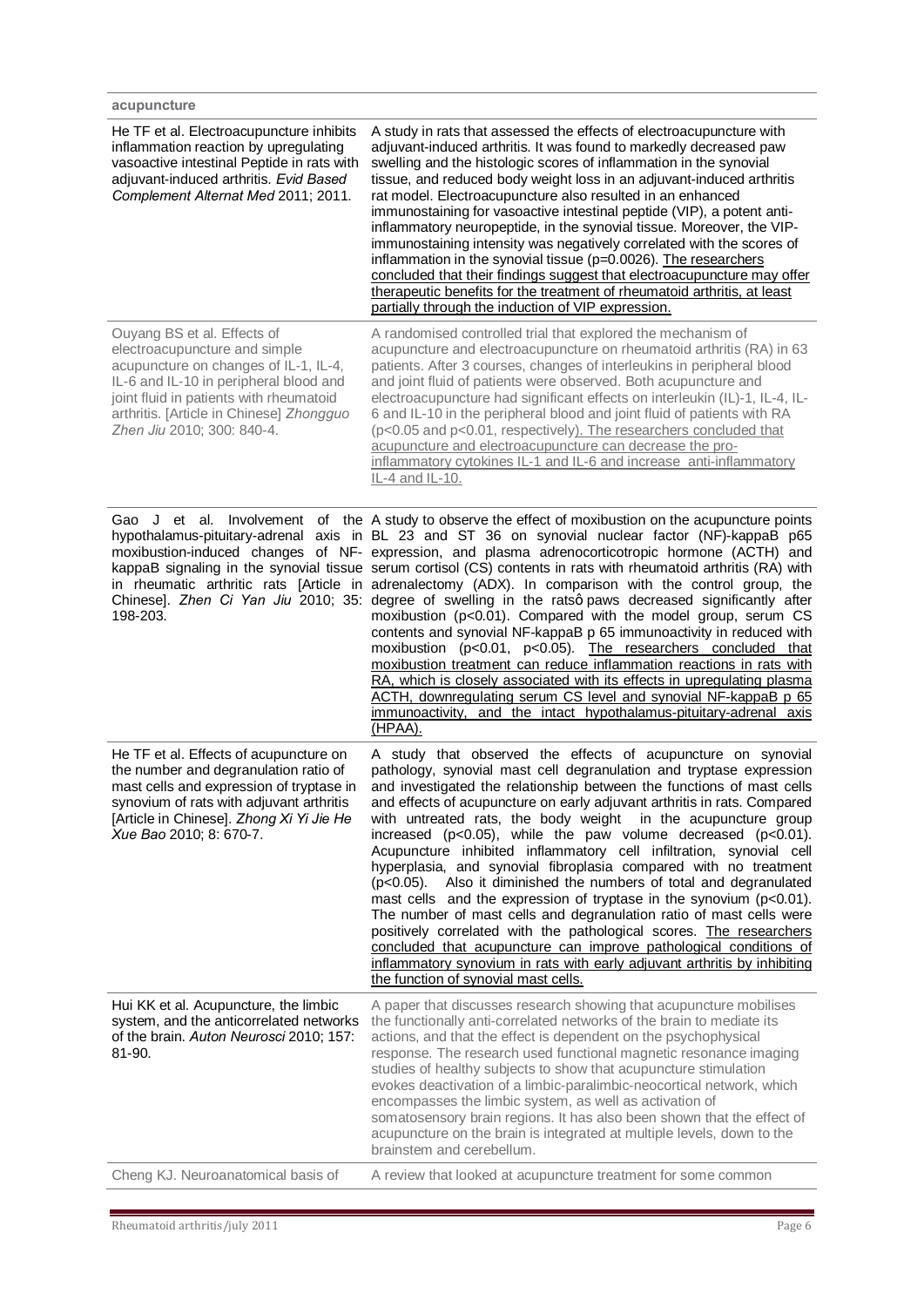| acupuncture | |
|---|---|
| He TF et al. Electroacupuncture inhibits inflammation reaction by upregulating vasoactive intestinal Peptide in rats with adjuvant-induced arthritis. *Evid Based Complement Alternat Med* 2011; 2011. | A study in rats that assessed the effects of electroacupuncture with adjuvant-induced arthritis. It was found to markedly decreased paw swelling and the histologic scores of inflammation in the synovial tissue, and reduced body weight loss in an adjuvant-induced arthritis rat model. Electroacupuncture also resulted in an enhanced immunostaining for vasoactive intestinal peptide (VIP), a potent anti-inflammatory neuropeptide, in the synovial tissue. Moreover, the VIP-immunostaining intensity was negatively correlated with the scores of inflammation in the synovial tissue ($p=0.0026$). The researchers concluded that their findings suggest that electroacupuncture may offer therapeutic benefits for the treatment of rheumatoid arthritis, at least partially through the induction of VIP expression. |
| Ouyang BS et al. Effects of electroacupuncture and simple acupuncture on changes of IL-1, IL-4, IL-6 and IL-10 in peripheral blood and joint fluid in patients with rheumatoid arthritis. [Article in Chinese] *Zhongguo Zhen Jiu* 2010; 300: 840-4. | A randomised controlled trial that explored the mechanism of acupuncture and electroacupuncture on rheumatoid arthritis (RA) in 63 patients. After 3 courses, changes of interleukins in peripheral blood and joint fluid of patients were observed. Both acupuncture and electroacupuncture had significant effects on interleukin (IL)-1, IL-4, IL-6 and IL-10 in the peripheral blood and joint fluid of patients with RA ($p<0.05$ and $p<0.01$, respectively). The researchers concluded that acupuncture and electroacupuncture can decrease the pro-inflammatory cytokines IL-1 and IL-6 and increase anti-inflammatory IL-4 and IL-10. |
| Gao J et al. Involvement of the hypothalamus-pituitary-adrenal axis in moxibustion-induced changes of NF-kappaB signaling in the synovial tissue in rheumatic arthritic rats [Article in Chinese]. *Zhen Ci Yan Jiu* 2010; 35: 198-203. | A study to observe the effect of moxibustion on the acupuncture points BL 23 and ST 36 on synovial nuclear factor (NF)-kappaB p65 expression, and plasma adrenocorticotropic hormone (ACTH) and serum cortisol (CS) contents in rats with rheumatoid arthritis (RA) with adrenalectomy (ADX). In comparison with the control group, the degree of swelling in the ratsô paws decreased significantly after moxibustion ($p<0.01$). Compared with the model group, serum CS contents and synovial NF-kappaB p 65 immunoactivity in reduced with moxibustion ($p<0.01$, $p<0.05$). The researchers concluded that moxibustion treatment can reduce inflammation reactions in rats with RA, which is closely associated with its effects in upregulating plasma ACTH, downregulating serum CS level and synovial NF-kappaB p 65 immunoactivity, and the intact hypothalamus-pituitary-adrenal axis (HPAA). |
| He TF et al. Effects of acupuncture on the number and degranulation ratio of mast cells and expression of tryptase in synovium of rats with adjuvant arthritis [Article in Chinese]. *Zhong Xi Yi Jie He Xue Bao* 2010; 8: 670-7. | A study that observed the effects of acupuncture on synovial pathology, synovial mast cell degranulation and tryptase expression and investigated the relationship between the functions of mast cells and effects of acupuncture on early adjuvant arthritis in rats. Compared with untreated rats, the body weight in the acupuncture group increased ($p<0.05$), while the paw volume decreased ($p<0.01$). Acupuncture inhibited inflammatory cell infiltration, synovial cell hyperplasia, and synovial fibroplasia compared with no treatment ($p<0.05$). Also it diminished the numbers of total and degranulated mast cells and the expression of tryptase in the synovium ($p<0.01$). The number of mast cells and degranulation ratio of mast cells were positively correlated with the pathological scores. The researchers concluded that acupuncture can improve pathological conditions of inflammatory synovium in rats with early adjuvant arthritis by inhibiting the function of synovial mast cells. |
| Hui KK et al. Acupuncture, the limbic system, and the anticorrelated networks of the brain. *Auton Neurosci* 2010; 157: 81-90. | A paper that discusses research showing that acupuncture mobilises the functionally anti-correlated networks of the brain to mediate its actions, and that the effect is dependent on the psychophysical response. The research used functional magnetic resonance imaging studies of healthy subjects to show that acupuncture stimulation evokes deactivation of a limbic-paralimbic-neocortical network, which encompasses the limbic system, as well as activation of somatosensory brain regions. It has also been shown that the effect of acupuncture on the brain is integrated at multiple levels, down to the brainstem and cerebellum. |
| Cheng KJ. Neuroanatomical basis of | A review that looked at acupuncture treatment for some common |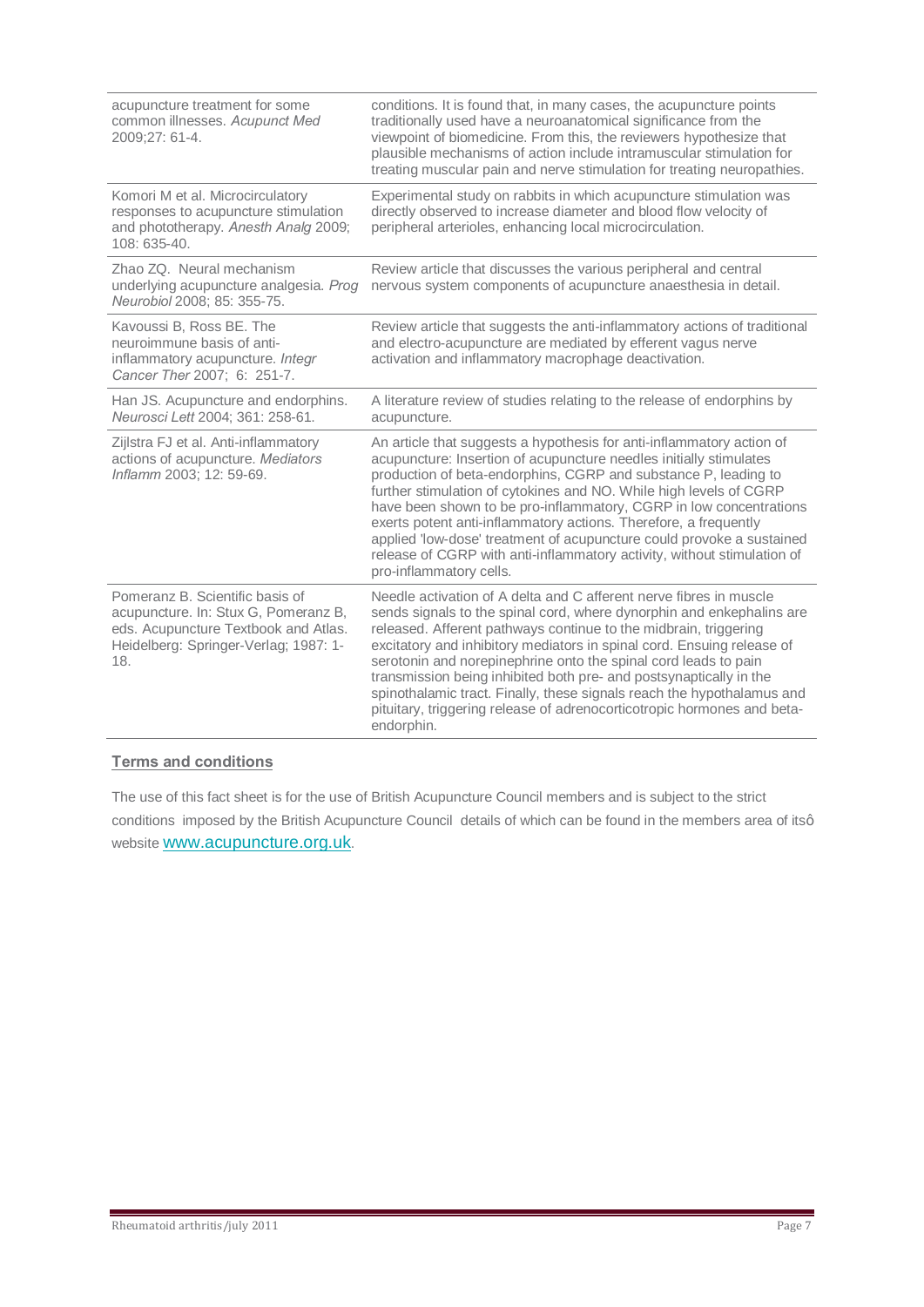| | |
|---|---|
| acupuncture treatment for some common illnesses. *Acupunct Med* 2009;27: 61-4. | conditions. It is found that, in many cases, the acupuncture points traditionally used have a neuroanatomical significance from the viewpoint of biomedicine. From this, the reviewers hypothesize that plausible mechanisms of action include intramuscular stimulation for treating muscular pain and nerve stimulation for treating neuropathies. |
| Komori M et al. Microcirculatory responses to acupuncture stimulation and phototherapy. *Anesth Analg* 2009; 108: 635-40. | Experimental study on rabbits in which acupuncture stimulation was directly observed to increase diameter and blood flow velocity of peripheral arterioles, enhancing local microcirculation. |
| Zhao ZQ. Neural mechanism underlying acupuncture analgesia. *Prog Neurobiol* 2008; 85: 355-75. | Review article that discusses the various peripheral and central nervous system components of acupuncture anaesthesia in detail. |
| Kavoussi B, Ross BE. The neuroimmune basis of anti-inflammatory acupuncture. *Integr Cancer Ther* 2007; 6: 251-7. | Review article that suggests the anti-inflammatory actions of traditional and electro-acupuncture are mediated by efferent vagus nerve activation and inflammatory macrophage deactivation. |
| Han JS. Acupuncture and endorphins. *Neurosci Lett* 2004; 361: 258-61. | A literature review of studies relating to the release of endorphins by acupuncture. |
| Zijlstra FJ et al. Anti-inflammatory actions of acupuncture. *Mediators Inflamm* 2003; 12: 59-69. | An article that suggests a hypothesis for anti-inflammatory action of acupuncture: Insertion of acupuncture needles initially stimulates production of beta-endorphins, CGRP and substance P, leading to further stimulation of cytokines and NO. While high levels of CGRP have been shown to be pro-inflammatory, CGRP in low concentrations exerts potent anti-inflammatory actions. Therefore, a frequently applied 'low-dose' treatment of acupuncture could provoke a sustained release of CGRP with anti-inflammatory activity, without stimulation of pro-inflammatory cells. |
| Pomeranz B. Scientific basis of acupuncture. In: Stux G, Pomeranz B, eds. Acupuncture Textbook and Atlas. Heidelberg: Springer-Verlag; 1987: 1-18. | Needle activation of A delta and C afferent nerve fibres in muscle sends signals to the spinal cord, where dynorphin and enkephalins are released. Afferent pathways continue to the midbrain, triggering excitatory and inhibitory mediators in spinal cord. Ensuing release of serotonin and norepinephrine onto the spinal cord leads to pain transmission being inhibited both pre- and postsynaptically in the spinothalamic tract. Finally, these signals reach the hypothalamus and pituitary, triggering release of adrenocorticotropic hormones and beta-endorphin. |

## Terms and conditions

The use of this fact sheet is for the use of British Acupuncture Council members and is subject to the strict conditions imposed by the British Acupuncture Council details of which can be found in the members area of itsô website www.acupuncture.org.uk.